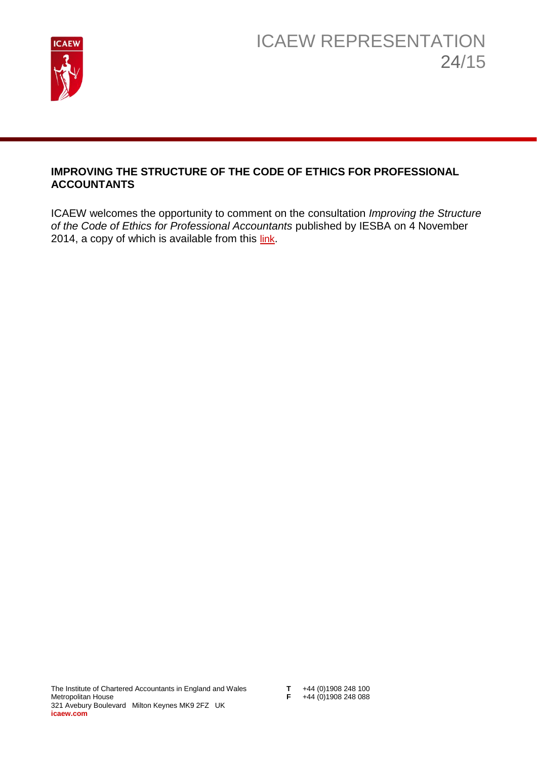# ICAEW REPRESENTATION 24/15

## IMPROVING THE STRUCTURE OF THE CODE OF ETHICS FOR PROFESSIONAL ACCOUNTANTS

ICAEW welcomes the opportunity to comment on the consultation *Improving the Structure of the Code of Ethics for Professional Accountants* published by IESBA on 4 November 2014, a copy of which is available from this link.

The Institute of Chartered Accountants in England and Wales
Metropolitan House
321 Avebury Boulevard Milton Keynes MK9 2FZ UK
**icaew.com**

**T** +44 (0)1908 248 100
**F** +44 (0)1908 248 088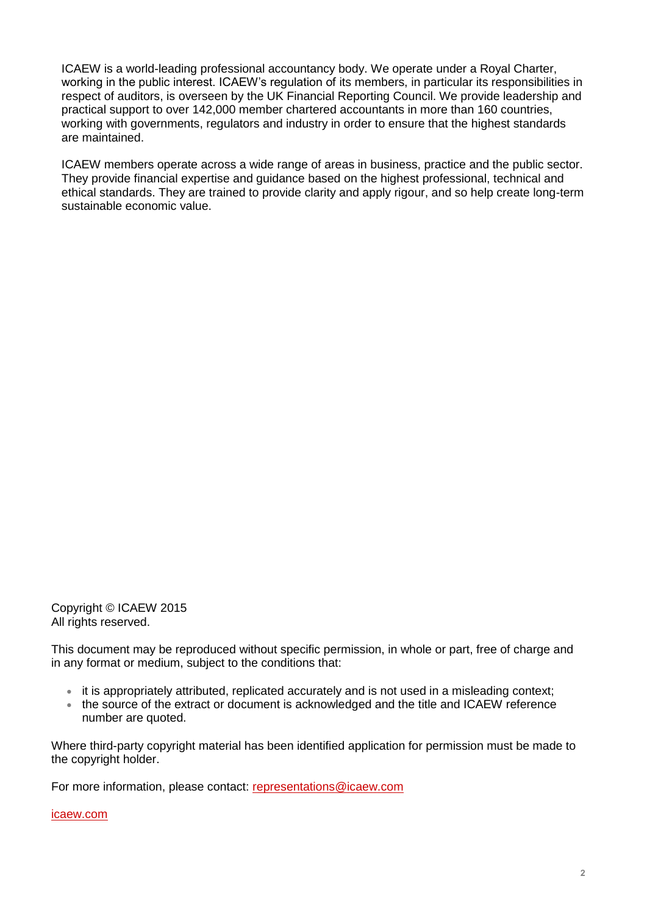ICAEW is a world-leading professional accountancy body. We operate under a Royal Charter, working in the public interest. ICAEW's regulation of its members, in particular its responsibilities in respect of auditors, is overseen by the UK Financial Reporting Council. We provide leadership and practical support to over 142,000 member chartered accountants in more than 160 countries, working with governments, regulators and industry in order to ensure that the highest standards are maintained.

ICAEW members operate across a wide range of areas in business, practice and the public sector. They provide financial expertise and guidance based on the highest professional, technical and ethical standards. They are trained to provide clarity and apply rigour, and so help create long-term sustainable economic value.

Copyright © ICAEW 2015
All rights reserved.

This document may be reproduced without specific permission, in whole or part, free of charge and in any format or medium, subject to the conditions that:

- it is appropriately attributed, replicated accurately and is not used in a misleading context;
- the source of the extract or document is acknowledged and the title and ICAEW reference number are quoted.

Where third-party copyright material has been identified application for permission must be made to the copyright holder.

For more information, please contact: representations@icaew.com

icaew.com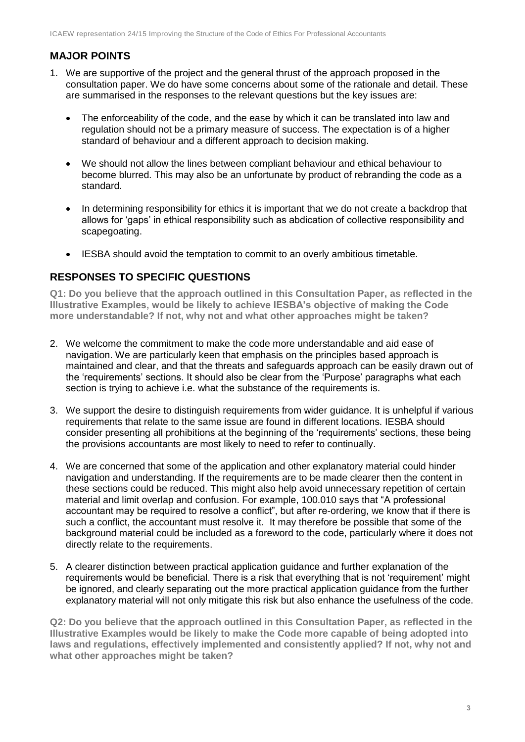## MAJOR POINTS

1. We are supportive of the project and the general thrust of the approach proposed in the consultation paper. We do have some concerns about some of the rationale and detail. These are summarised in the responses to the relevant questions but the key issues are:

   - The enforceability of the code, and the ease by which it can be translated into law and regulation should not be a primary measure of success. The expectation is of a higher standard of behaviour and a different approach to decision making.

   - We should not allow the lines between compliant behaviour and ethical behaviour to become blurred. This may also be an unfortunate by product of rebranding the code as a standard.

   - In determining responsibility for ethics it is important that we do not create a backdrop that allows for 'gaps' in ethical responsibility such as abdication of collective responsibility and scapegoating.

   - IESBA should avoid the temptation to commit to an overly ambitious timetable.

## RESPONSES TO SPECIFIC QUESTIONS

**Q1: Do you believe that the approach outlined in this Consultation Paper, as reflected in the Illustrative Examples, would be likely to achieve IESBA's objective of making the Code more understandable? If not, why not and what other approaches might be taken?**

2. We welcome the commitment to make the code more understandable and aid ease of navigation. We are particularly keen that emphasis on the principles based approach is maintained and clear, and that the threats and safeguards approach can be easily drawn out of the 'requirements' sections. It should also be clear from the 'Purpose' paragraphs what each section is trying to achieve i.e. what the substance of the requirements is.

3. We support the desire to distinguish requirements from wider guidance. It is unhelpful if various requirements that relate to the same issue are found in different locations. IESBA should consider presenting all prohibitions at the beginning of the 'requirements' sections, these being the provisions accountants are most likely to need to refer to continually.

4. We are concerned that some of the application and other explanatory material could hinder navigation and understanding. If the requirements are to be made clearer then the content in these sections could be reduced. This might also help avoid unnecessary repetition of certain material and limit overlap and confusion. For example, 100.010 says that "A professional accountant may be required to resolve a conflict", but after re-ordering, we know that if there is such a conflict, the accountant must resolve it. It may therefore be possible that some of the background material could be included as a foreword to the code, particularly where it does not directly relate to the requirements.

5. A clearer distinction between practical application guidance and further explanation of the requirements would be beneficial. There is a risk that everything that is not 'requirement' might be ignored, and clearly separating out the more practical application guidance from the further explanatory material will not only mitigate this risk but also enhance the usefulness of the code.

**Q2: Do you believe that the approach outlined in this Consultation Paper, as reflected in the Illustrative Examples would be likely to make the Code more capable of being adopted into laws and regulations, effectively implemented and consistently applied? If not, why not and what other approaches might be taken?**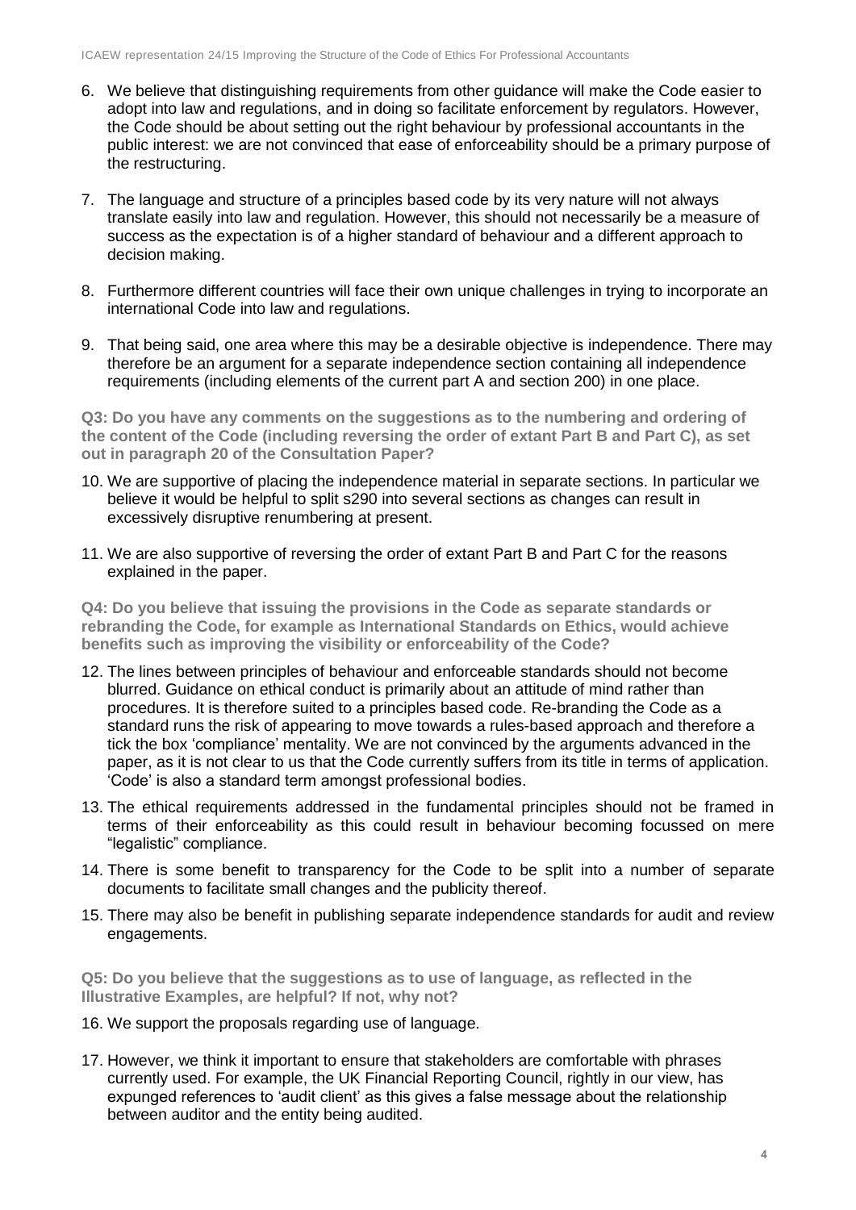6. We believe that distinguishing requirements from other guidance will make the Code easier to adopt into law and regulations, and in doing so facilitate enforcement by regulators. However, the Code should be about setting out the right behaviour by professional accountants in the public interest: we are not convinced that ease of enforceability should be a primary purpose of the restructuring.

7. The language and structure of a principles based code by its very nature will not always translate easily into law and regulation. However, this should not necessarily be a measure of success as the expectation is of a higher standard of behaviour and a different approach to decision making.

8. Furthermore different countries will face their own unique challenges in trying to incorporate an international Code into law and regulations.

9. That being said, one area where this may be a desirable objective is independence. There may therefore be an argument for a separate independence section containing all independence requirements (including elements of the current part A and section 200) in one place.

**Q3: Do you have any comments on the suggestions as to the numbering and ordering of the content of the Code (including reversing the order of extant Part B and Part C), as set out in paragraph 20 of the Consultation Paper?**

10. We are supportive of placing the independence material in separate sections. In particular we believe it would be helpful to split s290 into several sections as changes can result in excessively disruptive renumbering at present.

11. We are also supportive of reversing the order of extant Part B and Part C for the reasons explained in the paper.

**Q4: Do you believe that issuing the provisions in the Code as separate standards or rebranding the Code, for example as International Standards on Ethics, would achieve benefits such as improving the visibility or enforceability of the Code?**

12. The lines between principles of behaviour and enforceable standards should not become blurred. Guidance on ethical conduct is primarily about an attitude of mind rather than procedures. It is therefore suited to a principles based code. Re-branding the Code as a standard runs the risk of appearing to move towards a rules-based approach and therefore a tick the box 'compliance' mentality. We are not convinced by the arguments advanced in the paper, as it is not clear to us that the Code currently suffers from its title in terms of application. 'Code' is also a standard term amongst professional bodies.

13. The ethical requirements addressed in the fundamental principles should not be framed in terms of their enforceability as this could result in behaviour becoming focussed on mere "legalistic" compliance.

14. There is some benefit to transparency for the Code to be split into a number of separate documents to facilitate small changes and the publicity thereof.

15. There may also be benefit in publishing separate independence standards for audit and review engagements.

**Q5: Do you believe that the suggestions as to use of language, as reflected in the Illustrative Examples, are helpful? If not, why not?**

16. We support the proposals regarding use of language.

17. However, we think it important to ensure that stakeholders are comfortable with phrases currently used. For example, the UK Financial Reporting Council, rightly in our view, has expunged references to 'audit client' as this gives a false message about the relationship between auditor and the entity being audited.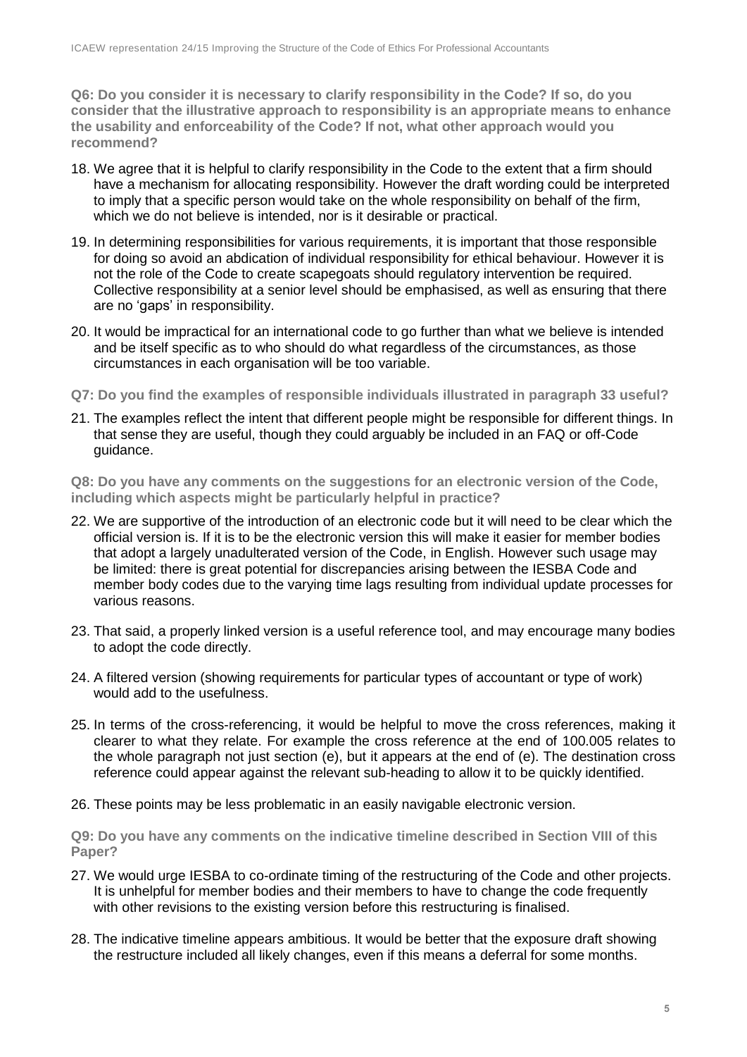**Q6: Do you consider it is necessary to clarify responsibility in the Code? If so, do you consider that the illustrative approach to responsibility is an appropriate means to enhance the usability and enforceability of the Code? If not, what other approach would you recommend?**

18. We agree that it is helpful to clarify responsibility in the Code to the extent that a firm should have a mechanism for allocating responsibility. However the draft wording could be interpreted to imply that a specific person would take on the whole responsibility on behalf of the firm, which we do not believe is intended, nor is it desirable or practical.

19. In determining responsibilities for various requirements, it is important that those responsible for doing so avoid an abdication of individual responsibility for ethical behaviour. However it is not the role of the Code to create scapegoats should regulatory intervention be required. Collective responsibility at a senior level should be emphasised, as well as ensuring that there are no 'gaps' in responsibility.

20. It would be impractical for an international code to go further than what we believe is intended and be itself specific as to who should do what regardless of the circumstances, as those circumstances in each organisation will be too variable.

**Q7: Do you find the examples of responsible individuals illustrated in paragraph 33 useful?**

21. The examples reflect the intent that different people might be responsible for different things. In that sense they are useful, though they could arguably be included in an FAQ or off-Code guidance.

**Q8: Do you have any comments on the suggestions for an electronic version of the Code, including which aspects might be particularly helpful in practice?**

22. We are supportive of the introduction of an electronic code but it will need to be clear which the official version is. If it is to be the electronic version this will make it easier for member bodies that adopt a largely unadulterated version of the Code, in English. However such usage may be limited: there is great potential for discrepancies arising between the IESBA Code and member body codes due to the varying time lags resulting from individual update processes for various reasons.

23. That said, a properly linked version is a useful reference tool, and may encourage many bodies to adopt the code directly.

24. A filtered version (showing requirements for particular types of accountant or type of work) would add to the usefulness.

25. In terms of the cross-referencing, it would be helpful to move the cross references, making it clearer to what they relate. For example the cross reference at the end of 100.005 relates to the whole paragraph not just section (e), but it appears at the end of (e). The destination cross reference could appear against the relevant sub-heading to allow it to be quickly identified.

26. These points may be less problematic in an easily navigable electronic version.

**Q9: Do you have any comments on the indicative timeline described in Section VIII of this Paper?**

27. We would urge IESBA to co-ordinate timing of the restructuring of the Code and other projects. It is unhelpful for member bodies and their members to have to change the code frequently with other revisions to the existing version before this restructuring is finalised.

28. The indicative timeline appears ambitious. It would be better that the exposure draft showing the restructure included all likely changes, even if this means a deferral for some months.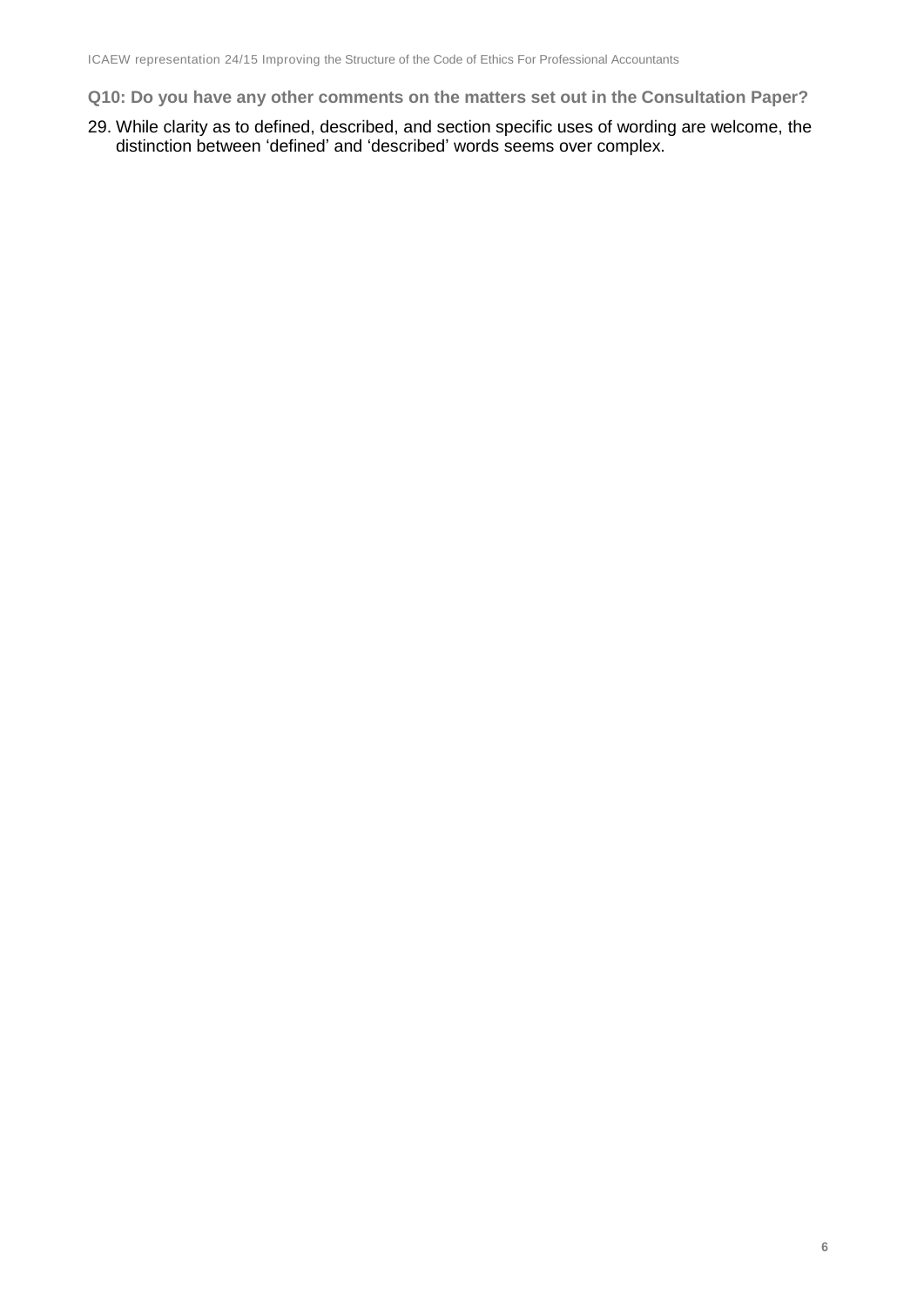**Q10: Do you have any other comments on the matters set out in the Consultation Paper?**

29. While clarity as to defined, described, and section specific uses of wording are welcome, the distinction between 'defined' and 'described' words seems over complex.